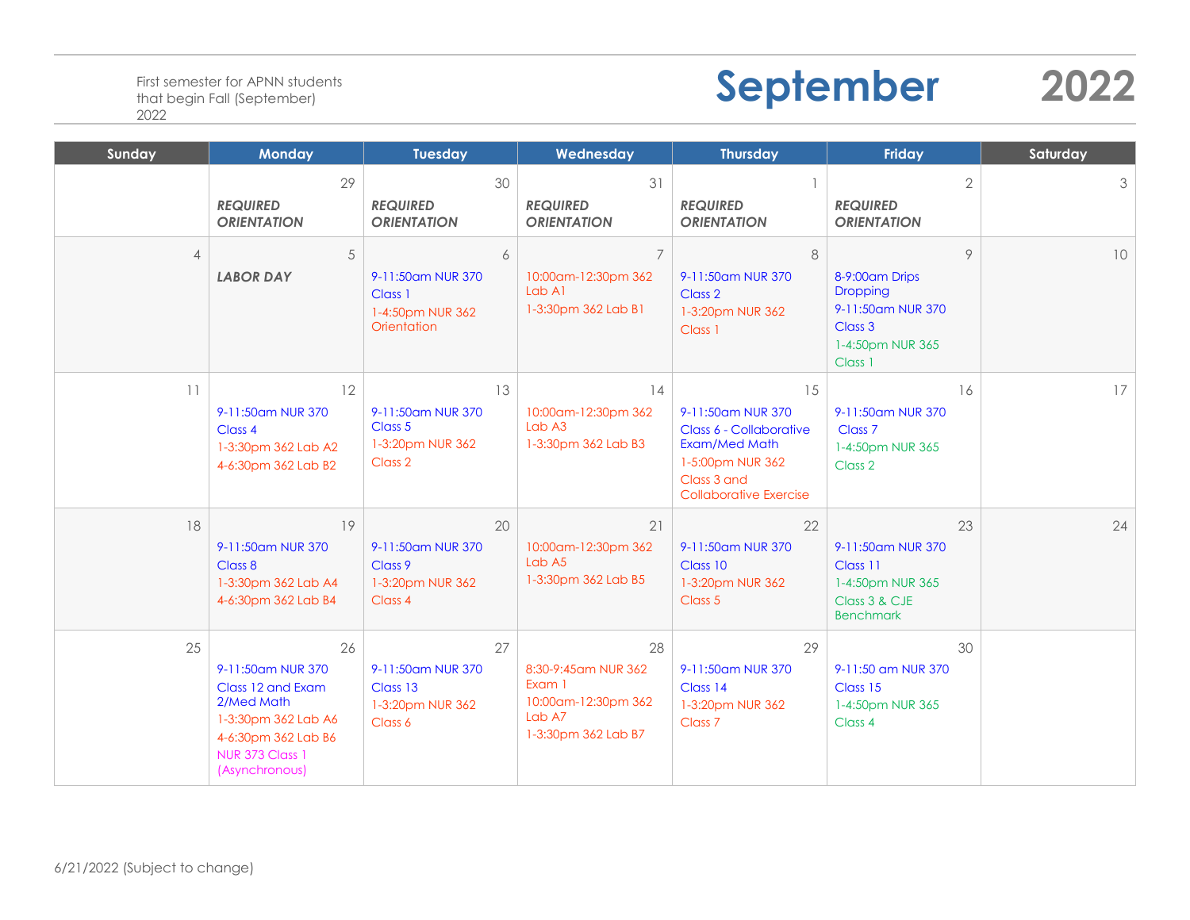First semester for APNN students that begin Fall (September) 2022

# September 2022

| Sunday | Monday | Tuesday | Wednesday | Thursday | Friday | Saturday |
|---|---|---|---|---|---|---|
| | 29<br>***REQUIRED ORIENTATION*** | 30<br>***REQUIRED ORIENTATION*** | 31<br>***REQUIRED ORIENTATION*** | 1<br>***REQUIRED ORIENTATION*** | 2<br>***REQUIRED ORIENTATION*** | 3 |
| 4 | 5<br>***LABOR DAY*** | 6<br>9-11:50am NUR 370 Class 1<br>1-4:50pm NUR 362 Orientation | 7<br>10:00am-12:30pm 362 Lab A1<br>1-3:30pm 362 Lab B1 | 8<br>9-11:50am NUR 370 Class 2<br>1-3:20pm NUR 362 Class 1 | 9<br>8-9:00am Drips Dropping<br>9-11:50am NUR 370 Class 3<br>1-4:50pm NUR 365 Class 1 | 10 |
| 11 | 12<br>9-11:50am NUR 370 Class 4<br>1-3:30pm 362 Lab A2<br>4-6:30pm 362 Lab B2 | 13<br>9-11:50am NUR 370 Class 5<br>1-3:20pm NUR 362 Class 2 | 14<br>10:00am-12:30pm 362 Lab A3<br>1-3:30pm 362 Lab B3 | 15<br>9-11:50am NUR 370 Class 6 - Collaborative Exam/Med Math<br>1-5:00pm NUR 362 Class 3 and Collaborative Exercise | 16<br>9-11:50am NUR 370 Class 7<br>1-4:50pm NUR 365 Class 2 | 17 |
| 18 | 19<br>9-11:50am NUR 370 Class 8<br>1-3:30pm 362 Lab A4<br>4-6:30pm 362 Lab B4 | 20<br>9-11:50am NUR 370 Class 9<br>1-3:20pm NUR 362 Class 4 | 21<br>10:00am-12:30pm 362 Lab A5<br>1-3:30pm 362 Lab B5 | 22<br>9-11:50am NUR 370 Class 10<br>1-3:20pm NUR 362 Class 5 | 23<br>9-11:50am NUR 370 Class 11<br>1-4:50pm NUR 365 Class 3 & CJE Benchmark | 24 |
| 25 | 26<br>9-11:50am NUR 370 Class 12 and Exam 2/Med Math<br>1-3:30pm 362 Lab A6<br>4-6:30pm 362 Lab B6<br>NUR 373 Class 1 (Asynchronous) | 27<br>9-11:50am NUR 370 Class 13<br>1-3:20pm NUR 362 Class 6 | 28<br>8:30-9:45am NUR 362 Exam 1<br>10:00am-12:30pm 362 Lab A7<br>1-3:30pm 362 Lab B7 | 29<br>9-11:50am NUR 370 Class 14<br>1-3:20pm NUR 362 Class 7 | 30<br>9-11:50 am NUR 370 Class 15<br>1-4:50pm NUR 365 Class 4 | |

6/21/2022 (Subject to change)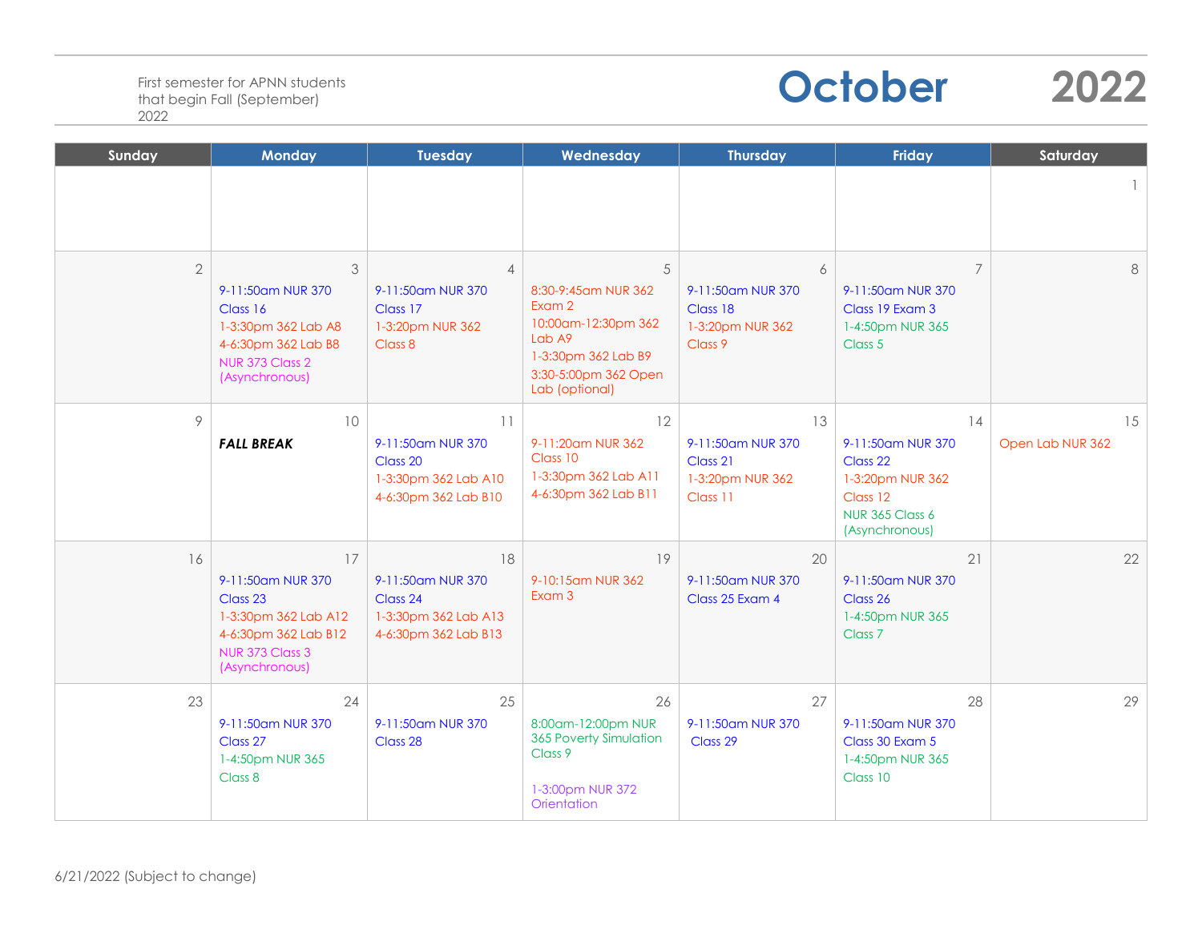First semester for APNN students that begin Fall (September) 2022

# October 2022

| Sunday | Monday | Tuesday | Wednesday | Thursday | Friday | Saturday |
|---|---|---|---|---|---|---|
| | | | | | | 1 |
| 2 | 3<br>9-11:50am NUR 370 Class 16<br>1-3:30pm 362 Lab A8<br>4-6:30pm 362 Lab B8<br>NUR 373 Class 2 (Asynchronous) | 4<br>9-11:50am NUR 370 Class 17<br>1-3:20pm NUR 362 Class 8 | 5<br>8:30-9:45am NUR 362 Exam 2<br>10:00am-12:30pm 362 Lab A9<br>1-3:30pm 362 Lab B9<br>3:30-5:00pm 362 Open Lab (optional) | 6<br>9-11:50am NUR 370 Class 18<br>1-3:20pm NUR 362 Class 9 | 7<br>9-11:50am NUR 370 Class 19 Exam 3<br>1-4:50pm NUR 365 Class 5 | 8 |
| 9 | 10<br>***FALL BREAK*** | 11<br>9-11:50am NUR 370 Class 20<br>1-3:30pm 362 Lab A10<br>4-6:30pm 362 Lab B10 | 12<br>9-11:20am NUR 362 Class 10<br>1-3:30pm 362 Lab A11<br>4-6:30pm 362 Lab B11 | 13<br>9-11:50am NUR 370 Class 21<br>1-3:20pm NUR 362 Class 11 | 14<br>9-11:50am NUR 370 Class 22<br>1-3:20pm NUR 362 Class 12<br>NUR 365 Class 6 (Asynchronous) | 15<br>Open Lab NUR 362 |
| 16 | 17<br>9-11:50am NUR 370 Class 23<br>1-3:30pm 362 Lab A12<br>4-6:30pm 362 Lab B12<br>NUR 373 Class 3 (Asynchronous) | 18<br>9-11:50am NUR 370 Class 24<br>1-3:30pm 362 Lab A13<br>4-6:30pm 362 Lab B13 | 19<br>9-10:15am NUR 362 Exam 3 | 20<br>9-11:50am NUR 370 Class 25 Exam 4 | 21<br>9-11:50am NUR 370 Class 26<br>1-4:50pm NUR 365 Class 7 | 22 |
| 23 | 24<br>9-11:50am NUR 370 Class 27<br>1-4:50pm NUR 365 Class 8 | 25<br>9-11:50am NUR 370 Class 28 | 26<br>8:00am-12:00pm NUR 365 Poverty Simulation Class 9<br>1-3:00pm NUR 372 Orientation | 27<br>9-11:50am NUR 370 Class 29 | 28<br>9-11:50am NUR 370 Class 30 Exam 5<br>1-4:50pm NUR 365 Class 10 | 29 |

6/21/2022 (Subject to change)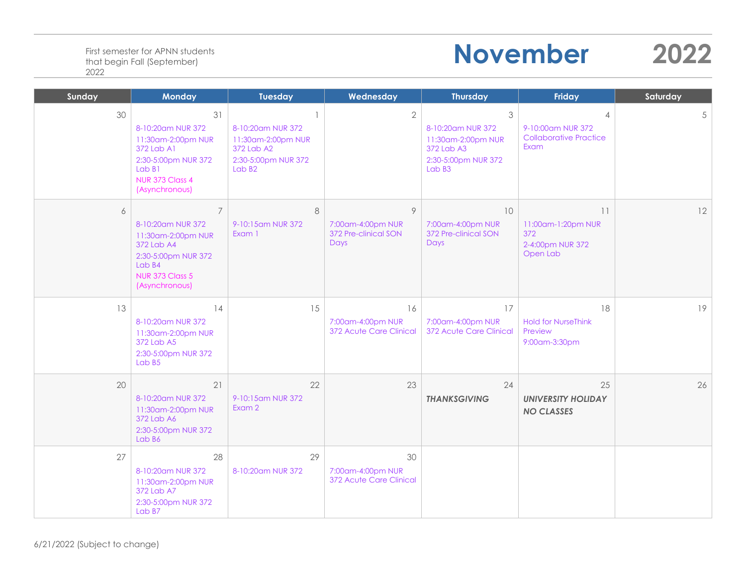First semester for APNN students that begin Fall (September) 2022

# November 2022

| Sunday | Monday | Tuesday | Wednesday | Thursday | Friday | Saturday |
|---|---|---|---|---|---|---|
| 30 | 31<br>8-10:20am NUR 372<br>11:30am-2:00pm NUR 372 Lab A1<br>2:30-5:00pm NUR 372 Lab B1<br>NUR 373 Class 4 (Asynchronous) | 1<br>8-10:20am NUR 372<br>11:30am-2:00pm NUR 372 Lab A2<br>2:30-5:00pm NUR 372 Lab B2 | 2 | 3<br>8-10:20am NUR 372<br>11:30am-2:00pm NUR 372 Lab A3<br>2:30-5:00pm NUR 372 Lab B3 | 4<br>9-10:00am NUR 372 Collaborative Practice Exam | 5 |
| 6 | 7<br>8-10:20am NUR 372<br>11:30am-2:00pm NUR 372 Lab A4<br>2:30-5:00pm NUR 372 Lab B4<br>NUR 373 Class 5 (Asynchronous) | 8<br>9-10:15am NUR 372 Exam 1 | 9<br>7:00am-4:00pm NUR 372 Pre-clinical SON Days | 10<br>7:00am-4:00pm NUR 372 Pre-clinical SON Days | 11<br>11:00am-1:20pm NUR 372<br>2-4:00pm NUR 372 Open Lab | 12 |
| 13 | 14<br>8-10:20am NUR 372<br>11:30am-2:00pm NUR 372 Lab A5<br>2:30-5:00pm NUR 372 Lab B5 | 15 | 16<br>7:00am-4:00pm NUR 372 Acute Care Clinical | 17<br>7:00am-4:00pm NUR 372 Acute Care Clinical | 18<br>Hold for NurseThink Preview<br>9:00am-3:30pm | 19 |
| 20 | 21<br>8-10:20am NUR 372<br>11:30am-2:00pm NUR 372 Lab A6<br>2:30-5:00pm NUR 372 Lab B6 | 22<br>9-10:15am NUR 372 Exam 2 | 23 | 24<br>***THANKSGIVING*** | 25<br>***UNIVERSITY HOLIDAY NO CLASSES*** | 26 |
| 27 | 28<br>8-10:20am NUR 372<br>11:30am-2:00pm NUR 372 Lab A7<br>2:30-5:00pm NUR 372 Lab B7 | 29<br>8-10:20am NUR 372 | 30<br>7:00am-4:00pm NUR 372 Acute Care Clinical | | | |

6/21/2022 (Subject to change)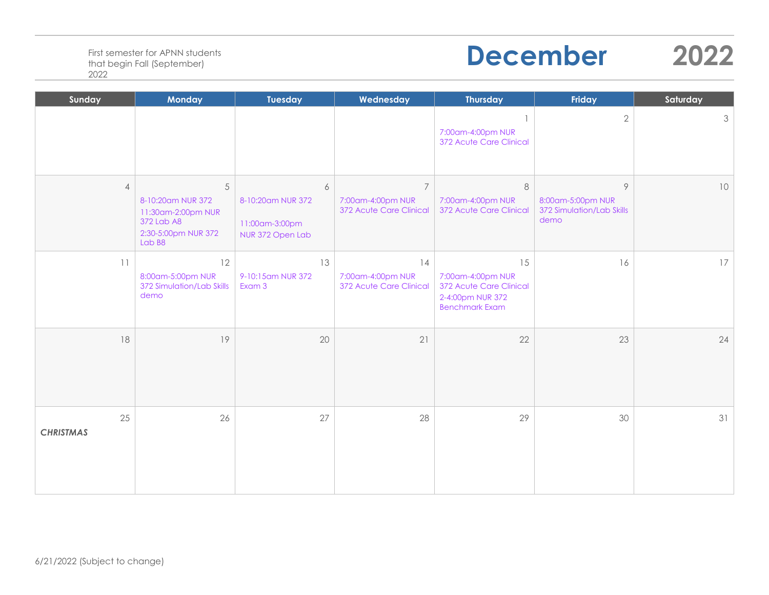First semester for APNN students that begin Fall (September) 2022

# December 2022

| Sunday | Monday | Tuesday | Wednesday | Thursday | Friday | Saturday |
|---|---|---|---|---|---|---|
| | | | | 1<br>7:00am-4:00pm NUR 372 Acute Care Clinical | 2 | 3 |
| 4 | 5<br>8-10:20am NUR 372<br>11:30am-2:00pm NUR 372 Lab A8<br>2:30-5:00pm NUR 372 Lab B8 | 6<br>8-10:20am NUR 372<br>11:00am-3:00pm NUR 372 Open Lab | 7<br>7:00am-4:00pm NUR 372 Acute Care Clinical | 8<br>7:00am-4:00pm NUR 372 Acute Care Clinical | 9<br>8:00am-5:00pm NUR 372 Simulation/Lab Skills demo | 10 |
| 11 | 12<br>8:00am-5:00pm NUR 372 Simulation/Lab Skills demo | 13<br>9-10:15am NUR 372 Exam 3 | 14<br>7:00am-4:00pm NUR 372 Acute Care Clinical | 15<br>7:00am-4:00pm NUR 372 Acute Care Clinical<br>2-4:00pm NUR 372 Benchmark Exam | 16 | 17 |
| 18 | 19 | 20 | 21 | 22 | 23 | 24 |
| 25<br>***CHRISTMAS*** | 26 | 27 | 28 | 29 | 30 | 31 |

6/21/2022 (Subject to change)